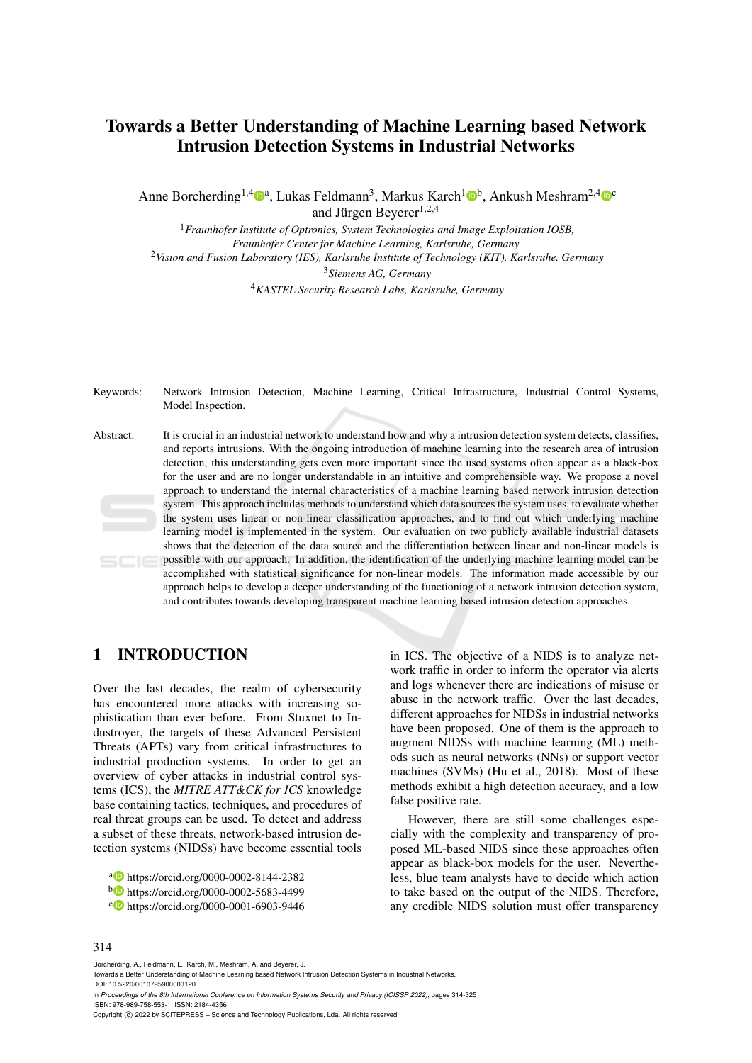# Towards a Better Understanding of Machine Learning based Network Intrusion Detection Systems in Industrial Networks

Anne Borcherding[1,4][a], Lukas Feldmann[3], Markus Karch[1][b], Ankush Meshram[2,4][c] and Jürgen Beyerer[1,2,4]

[1] *Fraunhofer Institute of Optronics, System Technologies and Image Exploitation IOSB, Fraunhofer Center for Machine Learning, Karlsruhe, Germany*
[2] *Vision and Fusion Laboratory (IES), Karlsruhe Institute of Technology (KIT), Karlsruhe, Germany*
[3] *Siemens AG, Germany*
[4] *KASTEL Security Research Labs, Karlsruhe, Germany*

Keywords: Network Intrusion Detection, Machine Learning, Critical Infrastructure, Industrial Control Systems, Model Inspection.

Abstract: It is crucial in an industrial network to understand how and why a intrusion detection system detects, classifies, and reports intrusions. With the ongoing introduction of machine learning into the research area of intrusion detection, this understanding gets even more important since the used systems often appear as a black-box for the user and are no longer understandable in an intuitive and comprehensible way. We propose a novel approach to understand the internal characteristics of a machine learning based network intrusion detection system. This approach includes methods to understand which data sources the system uses, to evaluate whether the system uses linear or non-linear classification approaches, and to find out which underlying machine learning model is implemented in the system. Our evaluation on two publicly available industrial datasets shows that the detection of the data source and the differentiation between linear and non-linear models is possible with our approach. In addition, the identification of the underlying machine learning model can be accomplished with statistical significance for non-linear models. The information made accessible by our approach helps to develop a deeper understanding of the functioning of a network intrusion detection system, and contributes towards developing transparent machine learning based intrusion detection approaches.

## 1 INTRODUCTION

Over the last decades, the realm of cybersecurity has encountered more attacks with increasing sophistication than ever before. From Stuxnet to Industroyer, the targets of these Advanced Persistent Threats (APTs) vary from critical infrastructures to industrial production systems. In order to get an overview of cyber attacks in industrial control systems (ICS), the *MITRE ATT&CK for ICS* knowledge base containing tactics, techniques, and procedures of real threat groups can be used. To detect and address a subset of these threats, network-based intrusion detection systems (NIDSs) have become essential tools in ICS. The objective of a NIDS is to analyze network traffic in order to inform the operator via alerts and logs whenever there are indications of misuse or abuse in the network traffic. Over the last decades, different approaches for NIDSs in industrial networks have been proposed. One of them is the approach to augment NIDSs with machine learning (ML) methods such as neural networks (NNs) or support vector machines (SVMs) (Hu et al., 2018). Most of these methods exhibit a high detection accuracy, and a low false positive rate.

However, there are still some challenges especially with the complexity and transparency of proposed ML-based NIDS since these approaches often appear as black-box models for the user. Nevertheless, blue team analysts have to decide which action to take based on the output of the NIDS. Therefore, any credible NIDS solution must offer transparency

[a] https://orcid.org/0000-0002-8144-2382
[b] https://orcid.org/0000-0002-5683-4499
[c] https://orcid.org/0000-0001-6903-9446

Borcherding, A., Feldmann, L., Karch, M., Meshram, A. and Beyerer, J.
Towards a Better Understanding of Machine Learning based Network Intrusion Detection Systems in Industrial Networks.
DOI: 10.5220/0010795900003120
In *Proceedings of the 8th International Conference on Information Systems Security and Privacy (ICISSP 2022)*, pages 314-325
ISBN: 978-989-758-553-1; ISSN: 2184-4356
Copyright © 2022 by SCITEPRESS – Science and Technology Publications, Lda. All rights reserved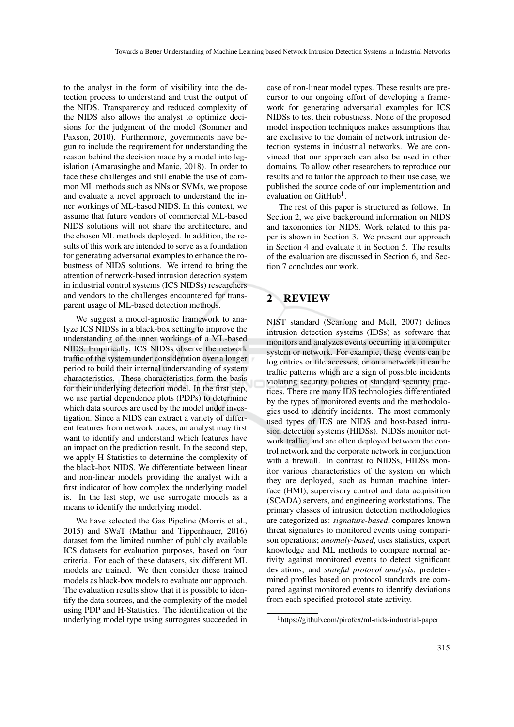to the analyst in the form of visibility into the detection process to understand and trust the output of the NIDS. Transparency and reduced complexity of the NIDS also allows the analyst to optimize decisions for the judgment of the model (Sommer and Paxson, 2010). Furthermore, governments have begun to include the requirement for understanding the reason behind the decision made by a model into legislation (Amarasinghe and Manic, 2018). In order to face these challenges and still enable the use of common ML methods such as NNs or SVMs, we propose and evaluate a novel approach to understand the inner workings of ML-based NIDS. In this context, we assume that future vendors of commercial ML-based NIDS solutions will not share the architecture, and the chosen ML methods deployed. In addition, the results of this work are intended to serve as a foundation for generating adversarial examples to enhance the robustness of NIDS solutions. We intend to bring the attention of network-based intrusion detection system in industrial control systems (ICS NIDSs) researchers and vendors to the challenges encountered for transparent usage of ML-based detection methods.

We suggest a model-agnostic framework to analyze ICS NIDSs in a black-box setting to improve the understanding of the inner workings of a ML-based NIDS. Empirically, ICS NIDSs observe the network traffic of the system under consideration over a longer period to build their internal understanding of system characteristics. These characteristics form the basis for their underlying detection model. In the first step, we use partial dependence plots (PDPs) to determine which data sources are used by the model under investigation. Since a NIDS can extract a variety of different features from network traces, an analyst may first want to identify and understand which features have an impact on the prediction result. In the second step, we apply H-Statistics to determine the complexity of the black-box NIDS. We differentiate between linear and non-linear models providing the analyst with a first indicator of how complex the underlying model is. In the last step, we use surrogate models as a means to identify the underlying model.

We have selected the Gas Pipeline (Morris et al., 2015) and SWaT (Mathur and Tippenhauer, 2016) dataset fom the limited number of publicly available ICS datasets for evaluation purposes, based on four criteria. For each of these datasets, six different ML models are trained. We then consider these trained models as black-box models to evaluate our approach. The evaluation results show that it is possible to identify the data sources, and the complexity of the model using PDP and H-Statistics. The identification of the underlying model type using surrogates succeeded in case of non-linear model types. These results are precursor to our ongoing effort of developing a framework for generating adversarial examples for ICS NIDSs to test their robustness. None of the proposed model inspection techniques makes assumptions that are exclusive to the domain of network intrusion detection systems in industrial networks. We are convinced that our approach can also be used in other domains. To allow other researchers to reproduce our results and to tailor the approach to their use case, we published the source code of our implementation and evaluation on GitHub[1].

The rest of this paper is structured as follows. In Section 2, we give background information on NIDS and taxonomies for NIDS. Work related to this paper is shown in Section 3. We present our approach in Section 4 and evaluate it in Section 5. The results of the evaluation are discussed in Section 6, and Section 7 concludes our work.

## 2 REVIEW

NIST standard (Scarfone and Mell, 2007) defines intrusion detection systems (IDSs) as software that monitors and analyzes events occurring in a computer system or network. For example, these events can be log entries or file accesses, or on a network, it can be traffic patterns which are a sign of possible incidents violating security policies or standard security practices. There are many IDS technologies differentiated by the types of monitored events and the methodologies used to identify incidents. The most commonly used types of IDS are NIDS and host-based intrusion detection systems (HIDSs). NIDSs monitor network traffic, and are often deployed between the control network and the corporate network in conjunction with a firewall. In contrast to NIDSs, HIDSs monitor various characteristics of the system on which they are deployed, such as human machine interface (HMI), supervisory control and data acquisition (SCADA) servers, and engineering workstations. The primary classes of intrusion detection methodologies are categorized as: *signature-based*, compares known threat signatures to monitored events using comparison operations; *anomaly-based*, uses statistics, expert knowledge and ML methods to compare normal activity against monitored events to detect significant deviations; and *stateful protocol analysis*, predetermined profiles based on protocol standards are compared against monitored events to identify deviations from each specified protocol state activity.

[1] https://github.com/pirofex/ml-nids-industrial-paper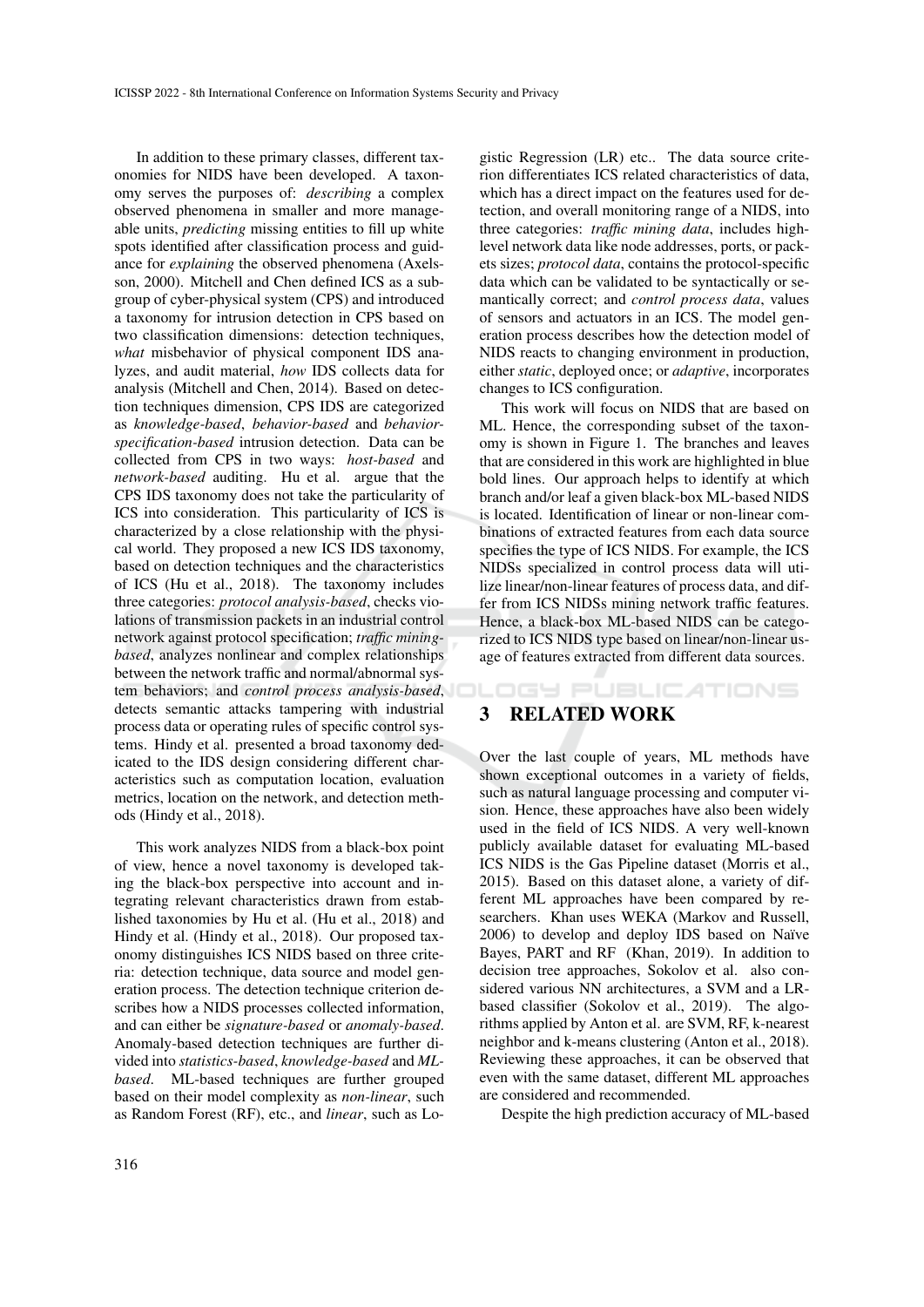In addition to these primary classes, different taxonomies for NIDS have been developed. A taxonomy serves the purposes of: *describing* a complex observed phenomena in smaller and more manageable units, *predicting* missing entities to fill up white spots identified after classification process and guidance for *explaining* the observed phenomena (Axelsson, 2000). Mitchell and Chen defined ICS as a subgroup of cyber-physical system (CPS) and introduced a taxonomy for intrusion detection in CPS based on two classification dimensions: detection techniques, *what* misbehavior of physical component IDS analyzes, and audit material, *how* IDS collects data for analysis (Mitchell and Chen, 2014). Based on detection techniques dimension, CPS IDS are categorized as *knowledge-based*, *behavior-based* and *behavior-specification-based* intrusion detection. Data can be collected from CPS in two ways: *host-based* and *network-based* auditing. Hu et al. argue that the CPS IDS taxonomy does not take the particularity of ICS into consideration. This particularity of ICS is characterized by a close relationship with the physical world. They proposed a new ICS IDS taxonomy, based on detection techniques and the characteristics of ICS (Hu et al., 2018). The taxonomy includes three categories: *protocol analysis-based*, checks violations of transmission packets in an industrial control network against protocol specification; *traffic mining-based*, analyzes nonlinear and complex relationships between the network traffic and normal/abnormal system behaviors; and *control process analysis-based*, detects semantic attacks tampering with industrial process data or operating rules of specific control systems. Hindy et al. presented a broad taxonomy dedicated to the IDS design considering different characteristics such as computation location, evaluation metrics, location on the network, and detection methods (Hindy et al., 2018).

This work analyzes NIDS from a black-box point of view, hence a novel taxonomy is developed taking the black-box perspective into account and integrating relevant characteristics drawn from established taxonomies by Hu et al. (Hu et al., 2018) and Hindy et al. (Hindy et al., 2018). Our proposed taxonomy distinguishes ICS NIDS based on three criteria: detection technique, data source and model generation process. The detection technique criterion describes how a NIDS processes collected information, and can either be *signature-based* or *anomaly-based*. Anomaly-based detection techniques are further divided into *statistics-based*, *knowledge-based* and *ML-based*. ML-based techniques are further grouped based on their model complexity as *non-linear*, such as Random Forest (RF), etc., and *linear*, such as Logistic Regression (LR) etc.. The data source criterion differentiates ICS related characteristics of data, which has a direct impact on the features used for detection, and overall monitoring range of a NIDS, into three categories: *traffic mining data*, includes high-level network data like node addresses, ports, or packets sizes; *protocol data*, contains the protocol-specific data which can be validated to be syntactically or semantically correct; and *control process data*, values of sensors and actuators in an ICS. The model generation process describes how the detection model of NIDS reacts to changing environment in production, either *static*, deployed once; or *adaptive*, incorporates changes to ICS configuration.

This work will focus on NIDS that are based on ML. Hence, the corresponding subset of the taxonomy is shown in Figure 1. The branches and leaves that are considered in this work are highlighted in blue bold lines. Our approach helps to identify at which branch and/or leaf a given black-box ML-based NIDS is located. Identification of linear or non-linear combinations of extracted features from each data source specifies the type of ICS NIDS. For example, the ICS NIDSs specialized in control process data will utilize linear/non-linear features of process data, and differ from ICS NIDSs mining network traffic features. Hence, a black-box ML-based NIDS can be categorized to ICS NIDS type based on linear/non-linear usage of features extracted from different data sources.

## 3 RELATED WORK

Over the last couple of years, ML methods have shown exceptional outcomes in a variety of fields, such as natural language processing and computer vision. Hence, these approaches have also been widely used in the field of ICS NIDS. A very well-known publicly available dataset for evaluating ML-based ICS NIDS is the Gas Pipeline dataset (Morris et al., 2015). Based on this dataset alone, a variety of different ML approaches have been compared by researchers. Khan uses WEKA (Markov and Russell, 2006) to develop and deploy IDS based on Naïve Bayes, PART and RF (Khan, 2019). In addition to decision tree approaches, Sokolov et al. also considered various NN architectures, a SVM and a LR-based classifier (Sokolov et al., 2019). The algorithms applied by Anton et al. are SVM, RF, k-nearest neighbor and k-means clustering (Anton et al., 2018). Reviewing these approaches, it can be observed that even with the same dataset, different ML approaches are considered and recommended.

Despite the high prediction accuracy of ML-based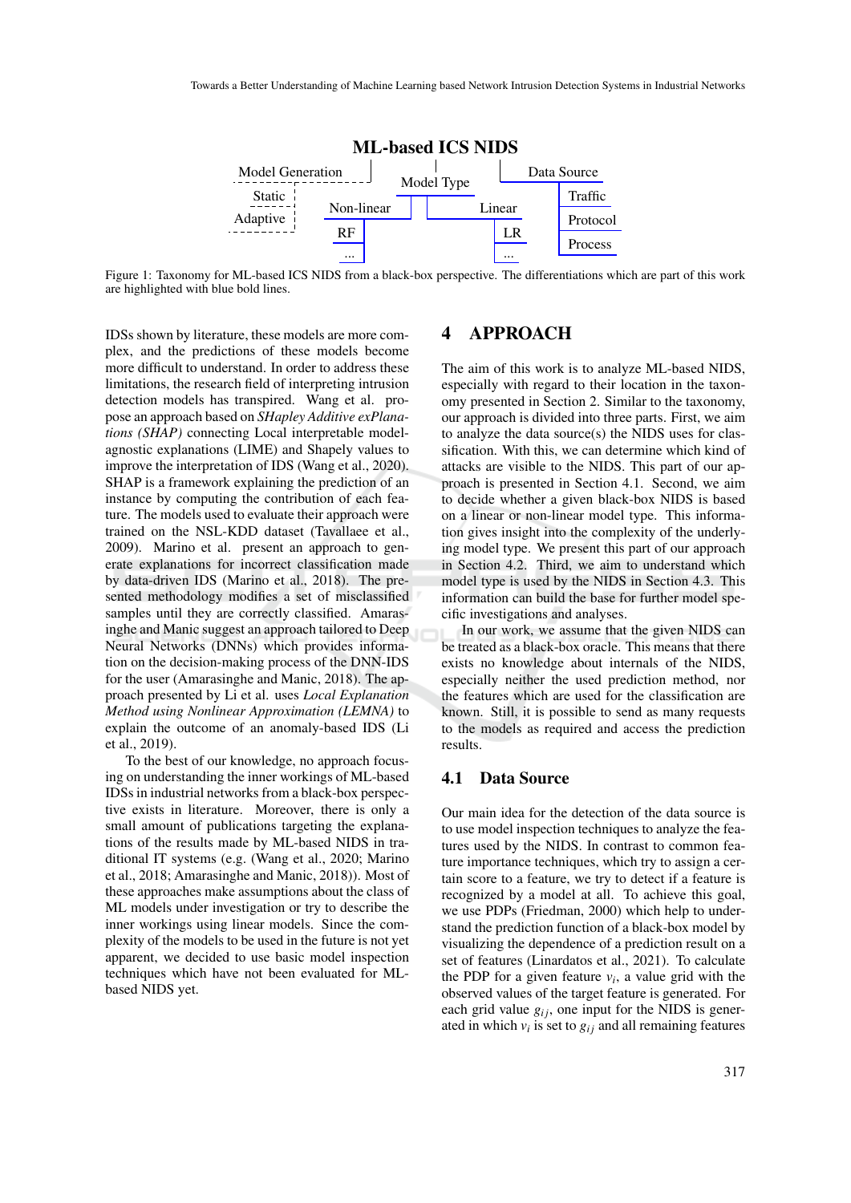**ML-based ICS NIDS**

- Model Generation
  - Static
  - Adaptive
- Model Type
  - Non-linear
    - RF
    - ...
  - Linear
    - LR
    - ...
- Data Source
  - Traffic
  - Protocol
  - Process

Figure 1: Taxonomy for ML-based ICS NIDS from a black-box perspective. The differentiations which are part of this work are highlighted with blue bold lines.

IDSs shown by literature, these models are more complex, and the predictions of these models become more difficult to understand. In order to address these limitations, the research field of interpreting intrusion detection models has transpired. Wang et al. propose an approach based on *SHapley Additive exPlanations (SHAP)* connecting Local interpretable model-agnostic explanations (LIME) and Shapely values to improve the interpretation of IDS (Wang et al., 2020). SHAP is a framework explaining the prediction of an instance by computing the contribution of each feature. The models used to evaluate their approach were trained on the NSL-KDD dataset (Tavallaee et al., 2009). Marino et al. present an approach to generate explanations for incorrect classification made by data-driven IDS (Marino et al., 2018). The presented methodology modifies a set of misclassified samples until they are correctly classified. Amarasinghe and Manic suggest an approach tailored to Deep Neural Networks (DNNs) which provides information on the decision-making process of the DNN-IDS for the user (Amarasinghe and Manic, 2018). The approach presented by Li et al. uses *Local Explanation Method using Nonlinear Approximation (LEMNA)* to explain the outcome of an anomaly-based IDS (Li et al., 2019).

To the best of our knowledge, no approach focusing on understanding the inner workings of ML-based IDSs in industrial networks from a black-box perspective exists in literature. Moreover, there is only a small amount of publications targeting the explanations of the results made by ML-based NIDS in traditional IT systems (e.g. (Wang et al., 2020; Marino et al., 2018; Amarasinghe and Manic, 2018)). Most of these approaches make assumptions about the class of ML models under investigation or try to describe the inner workings using linear models. Since the complexity of the models to be used in the future is not yet apparent, we decided to use basic model inspection techniques which have not been evaluated for ML-based NIDS yet.

# 4 APPROACH

The aim of this work is to analyze ML-based NIDS, especially with regard to their location in the taxonomy presented in Section 2. Similar to the taxonomy, our approach is divided into three parts. First, we aim to analyze the data source(s) the NIDS uses for classification. With this, we can determine which kind of attacks are visible to the NIDS. This part of our approach is presented in Section 4.1. Second, we aim to decide whether a given black-box NIDS is based on a linear or non-linear model type. This information gives insight into the complexity of the underlying model type. We present this part of our approach in Section 4.2. Third, we aim to understand which model type is used by the NIDS in Section 4.3. This information can build the base for further model specific investigations and analyses.

In our work, we assume that the given NIDS can be treated as a black-box oracle. This means that there exists no knowledge about internals of the NIDS, especially neither the used prediction method, nor the features which are used for the classification are known. Still, it is possible to send as many requests to the models as required and access the prediction results.

## 4.1 Data Source

Our main idea for the detection of the data source is to use model inspection techniques to analyze the features used by the NIDS. In contrast to common feature importance techniques, which try to assign a certain score to a feature, we try to detect if a feature is recognized by a model at all. To achieve this goal, we use PDPs (Friedman, 2000) which help to understand the prediction function of a black-box model by visualizing the dependence of a prediction result on a set of features (Linardatos et al., 2021). To calculate the PDP for a given feature $v_i$, a value grid with the observed values of the target feature is generated. For each grid value $g_{ij}$, one input for the NIDS is generated in which $v_i$ is set to $g_{ij}$ and all remaining features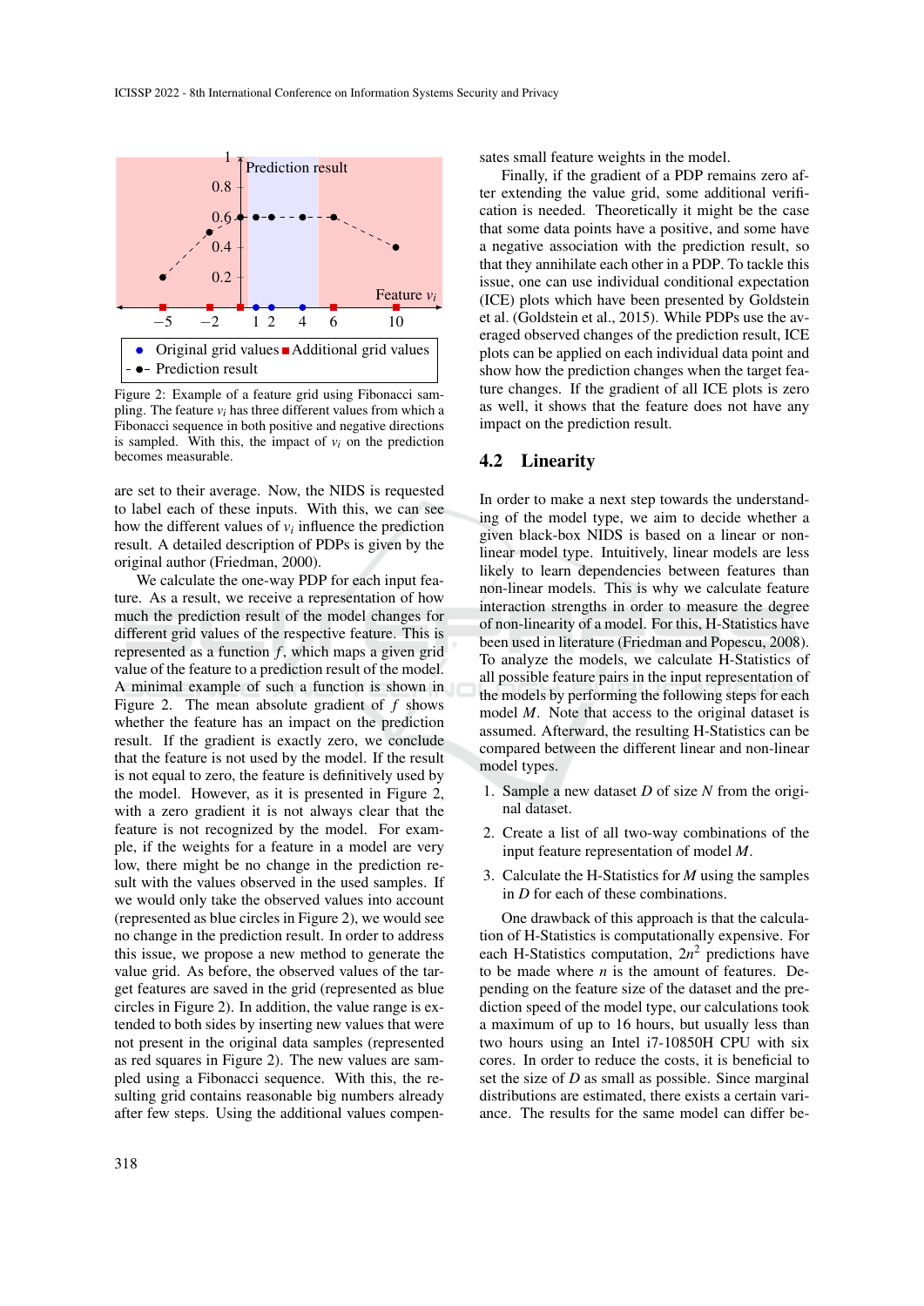Figure 2: Example of a feature grid using Fibonacci sampling. The feature $v_i$ has three different values from which a Fibonacci sequence in both positive and negative directions is sampled. With this, the impact of $v_i$ on the prediction becomes measurable.

are set to their average. Now, the NIDS is requested to label each of these inputs. With this, we can see how the different values of $v_i$ influence the prediction result. A detailed description of PDPs is given by the original author (Friedman, 2000).

We calculate the one-way PDP for each input feature. As a result, we receive a representation of how much the prediction result of the model changes for different grid values of the respective feature. This is represented as a function $f$, which maps a given grid value of the feature to a prediction result of the model. A minimal example of such a function is shown in Figure 2. The mean absolute gradient of $f$ shows whether the feature has an impact on the prediction result. If the gradient is exactly zero, we conclude that the feature is not used by the model. If the result is not equal to zero, the feature is definitively used by the model. However, as it is presented in Figure 2, with a zero gradient it is not always clear that the feature is not recognized by the model. For example, if the weights for a feature in a model are very low, there might be no change in the prediction result with the values observed in the used samples. If we would only take the observed values into account (represented as blue circles in Figure 2), we would see no change in the prediction result. In order to address this issue, we propose a new method to generate the value grid. As before, the observed values of the target features are saved in the grid (represented as blue circles in Figure 2). In addition, the value range is extended to both sides by inserting new values that were not present in the original data samples (represented as red squares in Figure 2). The new values are sampled using a Fibonacci sequence. With this, the resulting grid contains reasonable big numbers already after few steps. Using the additional values compensates small feature weights in the model.

Finally, if the gradient of a PDP remains zero after extending the value grid, some additional verification is needed. Theoretically it might be the case that some data points have a positive, and some have a negative association with the prediction result, so that they annihilate each other in a PDP. To tackle this issue, one can use individual conditional expectation (ICE) plots which have been presented by Goldstein et al. (Goldstein et al., 2015). While PDPs use the averaged observed changes of the prediction result, ICE plots can be applied on each individual data point and show how the prediction changes when the target feature changes. If the gradient of all ICE plots is zero as well, it shows that the feature does not have any impact on the prediction result.

## 4.2 Linearity

In order to make a next step towards the understanding of the model type, we aim to decide whether a given black-box NIDS is based on a linear or non-linear model type. Intuitively, linear models are less likely to learn dependencies between features than non-linear models. This is why we calculate feature interaction strengths in order to measure the degree of non-linearity of a model. For this, H-Statistics have been used in literature (Friedman and Popescu, 2008). To analyze the models, we calculate H-Statistics of all possible feature pairs in the input representation of the models by performing the following steps for each model $M$. Note that access to the original dataset is assumed. Afterward, the resulting H-Statistics can be compared between the different linear and non-linear model types.

1. Sample a new dataset $D$ of size $N$ from the original dataset.
2. Create a list of all two-way combinations of the input feature representation of model $M$.
3. Calculate the H-Statistics for $M$ using the samples in $D$ for each of these combinations.

One drawback of this approach is that the calculation of H-Statistics is computationally expensive. For each H-Statistics computation, $2n^2$ predictions have to be made where $n$ is the amount of features. Depending on the feature size of the dataset and the prediction speed of the model type, our calculations took a maximum of up to 16 hours, but usually less than two hours using an Intel i7-10850H CPU with six cores. In order to reduce the costs, it is beneficial to set the size of $D$ as small as possible. Since marginal distributions are estimated, there exists a certain variance. The results for the same model can differ be-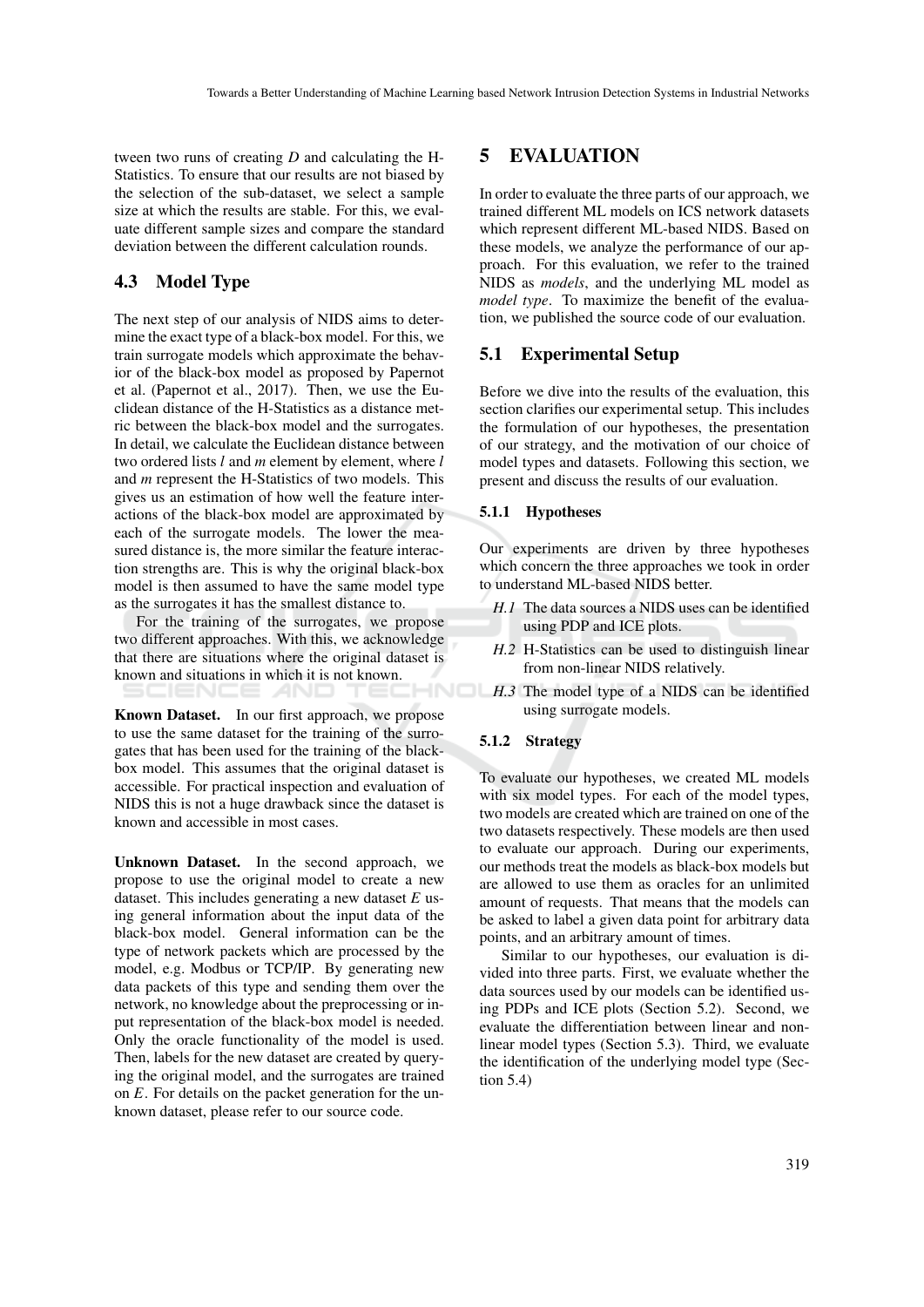tween two runs of creating $D$ and calculating the H-Statistics. To ensure that our results are not biased by the selection of the sub-dataset, we select a sample size at which the results are stable. For this, we evaluate different sample sizes and compare the standard deviation between the different calculation rounds.

### 4.3 Model Type

The next step of our analysis of NIDS aims to determine the exact type of a black-box model. For this, we train surrogate models which approximate the behavior of the black-box model as proposed by Papernot et al. (Papernot et al., 2017). Then, we use the Euclidean distance of the H-Statistics as a distance metric between the black-box model and the surrogates. In detail, we calculate the Euclidean distance between two ordered lists $l$ and $m$ element by element, where $l$ and $m$ represent the H-Statistics of two models. This gives us an estimation of how well the feature interactions of the black-box model are approximated by each of the surrogate models. The lower the measured distance is, the more similar the feature interaction strengths are. This is why the original black-box model is then assumed to have the same model type as the surrogates it has the smallest distance to.

For the training of the surrogates, we propose two different approaches. With this, we acknowledge that there are situations where the original dataset is known and situations in which it is not known.

**Known Dataset.** In our first approach, we propose to use the same dataset for the training of the surrogates that has been used for the training of the black-box model. This assumes that the original dataset is accessible. For practical inspection and evaluation of NIDS this is not a huge drawback since the dataset is known and accessible in most cases.

**Unknown Dataset.** In the second approach, we propose to use the original model to create a new dataset. This includes generating a new dataset $E$ using general information about the input data of the black-box model. General information can be the type of network packets which are processed by the model, e.g. Modbus or TCP/IP. By generating new data packets of this type and sending them over the network, no knowledge about the preprocessing or input representation of the black-box model is needed. Only the oracle functionality of the model is used. Then, labels for the new dataset are created by querying the original model, and the surrogates are trained on $E$. For details on the packet generation for the unknown dataset, please refer to our source code.

## 5 EVALUATION

In order to evaluate the three parts of our approach, we trained different ML models on ICS network datasets which represent different ML-based NIDS. Based on these models, we analyze the performance of our approach. For this evaluation, we refer to the trained NIDS as *models*, and the underlying ML model as *model type*. To maximize the benefit of the evaluation, we published the source code of our evaluation.

### 5.1 Experimental Setup

Before we dive into the results of the evaluation, this section clarifies our experimental setup. This includes the formulation of our hypotheses, the presentation of our strategy, and the motivation of our choice of model types and datasets. Following this section, we present and discuss the results of our evaluation.

#### 5.1.1 Hypotheses

Our experiments are driven by three hypotheses which concern the three approaches we took in order to understand ML-based NIDS better.

- *H.1* The data sources a NIDS uses can be identified using PDP and ICE plots.
- *H.2* H-Statistics can be used to distinguish linear from non-linear NIDS relatively.
- *H.3* The model type of a NIDS can be identified using surrogate models.

#### 5.1.2 Strategy

To evaluate our hypotheses, we created ML models with six model types. For each of the model types, two models are created which are trained on one of the two datasets respectively. These models are then used to evaluate our approach. During our experiments, our methods treat the models as black-box models but are allowed to use them as oracles for an unlimited amount of requests. That means that the models can be asked to label a given data point for arbitrary data points, and an arbitrary amount of times.

Similar to our hypotheses, our evaluation is divided into three parts. First, we evaluate whether the data sources used by our models can be identified using PDPs and ICE plots (Section 5.2). Second, we evaluate the differentiation between linear and non-linear model types (Section 5.3). Third, we evaluate the identification of the underlying model type (Section 5.4)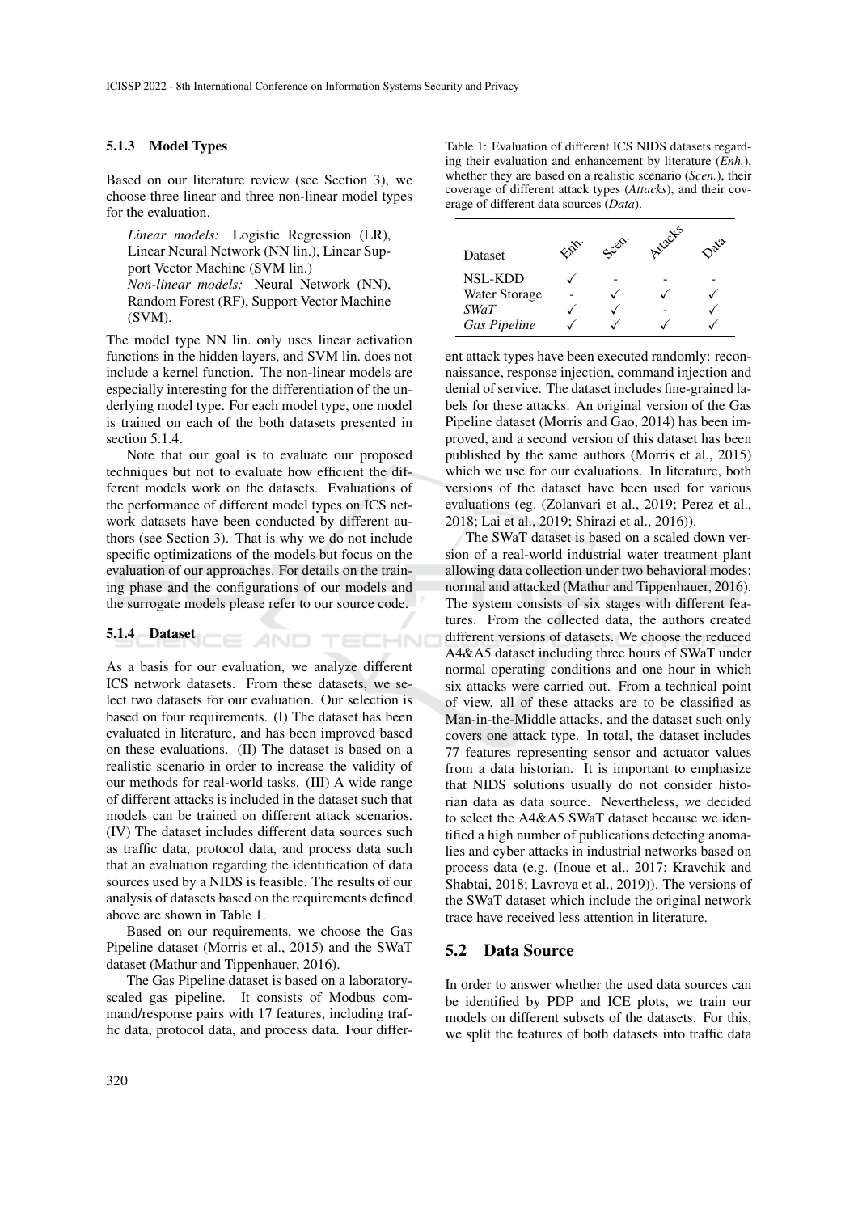#### 5.1.3 Model Types

Based on our literature review (see Section 3), we choose three linear and three non-linear model types for the evaluation.

*Linear models:* Logistic Regression (LR), Linear Neural Network (NN lin.), Linear Support Vector Machine (SVM lin.)
*Non-linear models:* Neural Network (NN), Random Forest (RF), Support Vector Machine (SVM).

The model type NN lin. only uses linear activation functions in the hidden layers, and SVM lin. does not include a kernel function. The non-linear models are especially interesting for the differentiation of the underlying model type. For each model type, one model is trained on each of the both datasets presented in section 5.1.4.

Note that our goal is to evaluate our proposed techniques but not to evaluate how efficient the different models work on the datasets. Evaluations of the performance of different model types on ICS network datasets have been conducted by different authors (see Section 3). That is why we do not include specific optimizations of the models but focus on the evaluation of our approaches. For details on the training phase and the configurations of our models and the surrogate models please refer to our source code.

#### 5.1.4 Dataset

As a basis for our evaluation, we analyze different ICS network datasets. From these datasets, we select two datasets for our evaluation. Our selection is based on four requirements. (I) The dataset has been evaluated in literature, and has been improved based on these evaluations. (II) The dataset is based on a realistic scenario in order to increase the validity of our methods for real-world tasks. (III) A wide range of different attacks is included in the dataset such that models can be trained on different attack scenarios. (IV) The dataset includes different data sources such as traffic data, protocol data, and process data such that an evaluation regarding the identification of data sources used by a NIDS is feasible. The results of our analysis of datasets based on the requirements defined above are shown in Table 1.

Table 1: Evaluation of different ICS NIDS datasets regarding their evaluation and enhancement by literature (*Enh.*), whether they are based on a realistic scenario (*Scen.*), their coverage of different attack types (*Attacks*), and their coverage of different data sources (*Data*).

| Dataset | Enh. | Scen. | Attacks | Data |
|---|---|---|---|---|
| NSL-KDD | ✓ | - | - | - |
| Water Storage | - | ✓ | ✓ | ✓ |
| *SWaT* | ✓ | ✓ | - | ✓ |
| *Gas Pipeline* | ✓ | ✓ | ✓ | ✓ |

Based on our requirements, we choose the Gas Pipeline dataset (Morris et al., 2015) and the SWaT dataset (Mathur and Tippenhauer, 2016).

The Gas Pipeline dataset is based on a laboratory-scaled gas pipeline. It consists of Modbus command/response pairs with 17 features, including traffic data, protocol data, and process data. Four different attack types have been executed randomly: reconnaissance, response injection, command injection and denial of service. The dataset includes fine-grained labels for these attacks. An original version of the Gas Pipeline dataset (Morris and Gao, 2014) has been improved, and a second version of this dataset has been published by the same authors (Morris et al., 2015) which we use for our evaluations. In literature, both versions of the dataset have been used for various evaluations (eg. (Zolanvari et al., 2019; Perez et al., 2018; Lai et al., 2019; Shirazi et al., 2016)).

The SWaT dataset is based on a scaled down version of a real-world industrial water treatment plant allowing data collection under two behavioral modes: normal and attacked (Mathur and Tippenhauer, 2016). The system consists of six stages with different features. From the collected data, the authors created different versions of datasets. We choose the reduced A4&A5 dataset including three hours of SWaT under normal operating conditions and one hour in which six attacks were carried out. From a technical point of view, all of these attacks are to be classified as Man-in-the-Middle attacks, and the dataset such only covers one attack type. In total, the dataset includes 77 features representing sensor and actuator values from a data historian. It is important to emphasize that NIDS solutions usually do not consider historian data as data source. Nevertheless, we decided to select the A4&A5 SWaT dataset because we identified a high number of publications detecting anomalies and cyber attacks in industrial networks based on process data (e.g. (Inoue et al., 2017; Kravchik and Shabtai, 2018; Lavrova et al., 2019)). The versions of the SWaT dataset which include the original network trace have received less attention in literature.

## 5.2 Data Source

In order to answer whether the used data sources can be identified by PDP and ICE plots, we train our models on different subsets of the datasets. For this, we split the features of both datasets into traffic data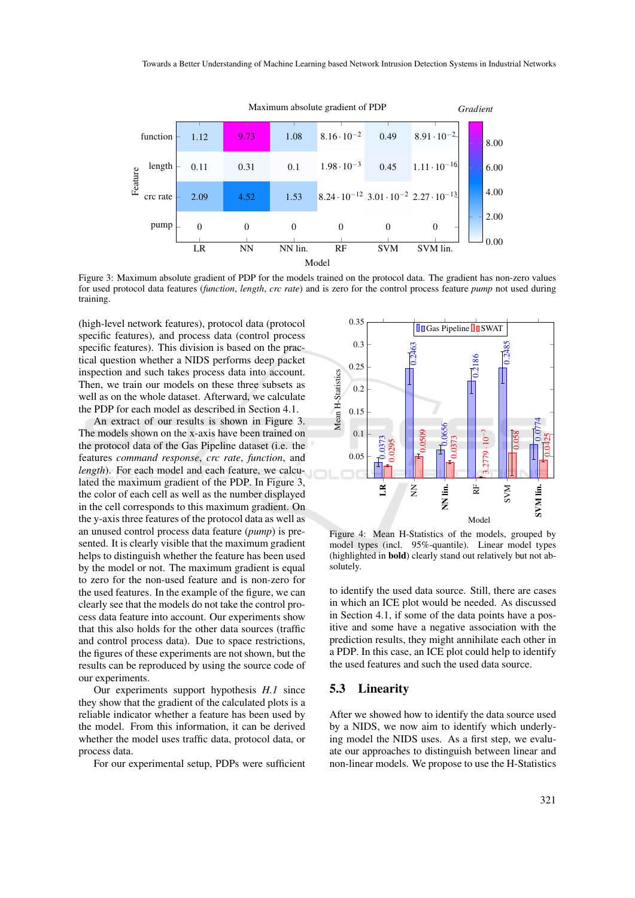Maximum absolute gradient of PDP

| Feature | LR | NN | NN lin. | RF | SVM | SVM lin. |
|---|---|---|---|---|---|---|
| function | 1.12 | 9.73 | 1.08 | $8.16 \cdot 10^{-2}$ | 0.49 | $8.91 \cdot 10^{-2}$ |
| length | 0.11 | 0.31 | 0.1 | $1.98 \cdot 10^{-3}$ | 0.45 | $1.11 \cdot 10^{-16}$ |
| crc rate | 2.09 | 4.52 | 1.53 | $8.24 \cdot 10^{-12}$ | $3.01 \cdot 10^{-2}$ | $2.27 \cdot 10^{-13}$ |
| pump | 0 | 0 | 0 | 0 | 0 | 0 |

Figure 3: Maximum absolute gradient of PDP for the models trained on the protocol data. The gradient has non-zero values for used protocol data features (*function*, *length*, *crc rate*) and is zero for the control process feature *pump* not used during training.

(high-level network features), protocol data (protocol specific features), and process data (control process specific features). This division is based on the practical question whether a NIDS performs deep packet inspection and takes process data into account. Then, we train our models on these three subsets as well as on the whole dataset. Afterward, we calculate the PDP for each model as described in Section 4.1.

An extract of our results is shown in Figure 3. The models shown on the x-axis have been trained on the protocol data of the Gas Pipeline dataset (i.e. the features *command response*, *crc rate*, *function*, and *length*). For each model and each feature, we calculated the maximum gradient of the PDP. In Figure 3, the color of each cell as well as the number displayed in the cell corresponds to this maximum gradient. On the y-axis three features of the protocol data as well as an unused control process data feature (*pump*) is presented. It is clearly visible that the maximum gradient helps to distinguish whether the feature has been used by the model or not. The maximum gradient is equal to zero for the non-used feature and is non-zero for the used features. In the example of the figure, we can clearly see that the models do not take the control process data feature into account. Our experiments show that this also holds for the other data sources (traffic and control process data). Due to space restrictions, the figures of these experiments are not shown, but the results can be reproduced by using the source code of our experiments.

Our experiments support hypothesis *H.1* since they show that the gradient of the calculated plots is a reliable indicator whether a feature has been used by the model. From this information, it can be derived whether the model uses traffic data, protocol data, or process data.

For our experimental setup, PDPs were sufficient

Mean H-Statistics by model (Gas Pipeline / SWAT):

| Model | Gas Pipeline | SWAT |
|---|---|---|
| **LR** | 0.0373 | 0.0295 |
| NN | 0.2463 | 0.0509 |
| **NN lin.** | 0.0656 | 0.0373 |
| RF | 0.2186 | $3.2779 \cdot 10^{-3}$ |
| SVM | 0.2485 | 0.058 |
| **SVM lin.** | 0.0774 | 0.0425 |

Figure 4: Mean H-Statistics of the models, grouped by model types (incl. 95%-quantile). Linear model types (highlighted in **bold**) clearly stand out relatively but not absolutely.

to identify the used data source. Still, there are cases in which an ICE plot would be needed. As discussed in Section 4.1, if some of the data points have a positive and some have a negative association with the prediction results, they might annihilate each other in a PDP. In this case, an ICE plot could help to identify the used features and such the used data source.

## 5.3 Linearity

After we showed how to identify the data source used by a NIDS, we now aim to identify which underlying model the NIDS uses. As a first step, we evaluate our approaches to distinguish between linear and non-linear models. We propose to use the H-Statistics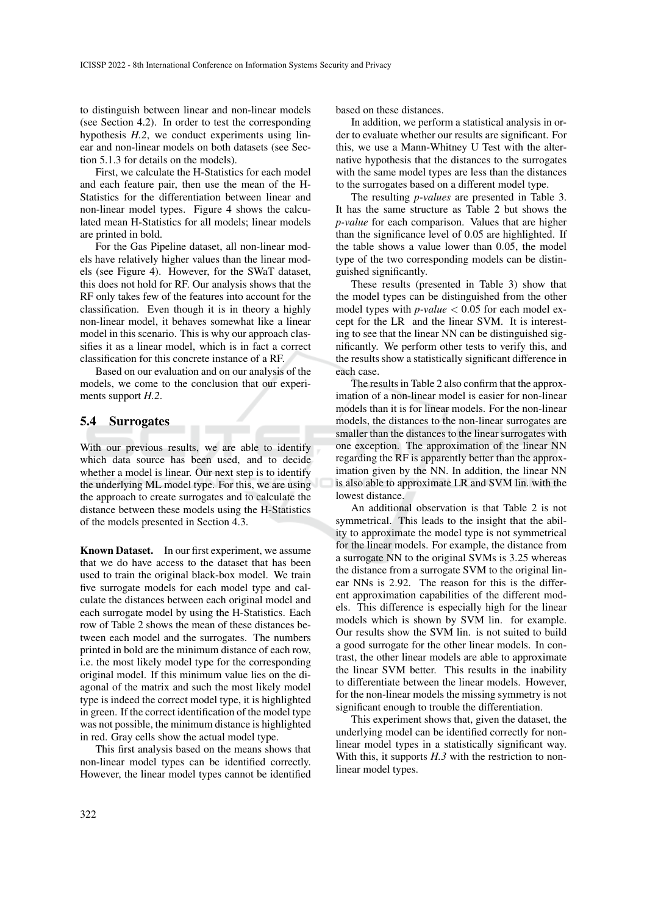to distinguish between linear and non-linear models (see Section 4.2). In order to test the corresponding hypothesis *H.2*, we conduct experiments using linear and non-linear models on both datasets (see Section 5.1.3 for details on the models).

First, we calculate the H-Statistics for each model and each feature pair, then use the mean of the H-Statistics for the differentiation between linear and non-linear model types. Figure 4 shows the calculated mean H-Statistics for all models; linear models are printed in bold.

For the Gas Pipeline dataset, all non-linear models have relatively higher values than the linear models (see Figure 4). However, for the SWaT dataset, this does not hold for RF. Our analysis shows that the RF only takes few of the features into account for the classification. Even though it is in theory a highly non-linear model, it behaves somewhat like a linear model in this scenario. This is why our approach classifies it as a linear model, which is in fact a correct classification for this concrete instance of a RF.

Based on our evaluation and on our analysis of the models, we come to the conclusion that our experiments support *H.2*.

## 5.4 Surrogates

With our previous results, we are able to identify which data source has been used, and to decide whether a model is linear. Our next step is to identify the underlying ML model type. For this, we are using the approach to create surrogates and to calculate the distance between these models using the H-Statistics of the models presented in Section 4.3.

**Known Dataset.** In our first experiment, we assume that we do have access to the dataset that has been used to train the original black-box model. We train five surrogate models for each model type and calculate the distances between each original model and each surrogate model by using the H-Statistics. Each row of Table 2 shows the mean of these distances between each model and the surrogates. The numbers printed in bold are the minimum distance of each row, i.e. the most likely model type for the corresponding original model. If this minimum value lies on the diagonal of the matrix and such the most likely model type is indeed the correct model type, it is highlighted in green. If the correct identification of the model type was not possible, the minimum distance is highlighted in red. Gray cells show the actual model type.

This first analysis based on the means shows that non-linear model types can be identified correctly. However, the linear model types cannot be identified based on these distances.

In addition, we perform a statistical analysis in order to evaluate whether our results are significant. For this, we use a Mann-Whitney U Test with the alternative hypothesis that the distances to the surrogates with the same model types are less than the distances to the surrogates based on a different model type.

The resulting *p-values* are presented in Table 3. It has the same structure as Table 2 but shows the *p-value* for each comparison. Values that are higher than the significance level of 0.05 are highlighted. If the table shows a value lower than 0.05, the model type of the two corresponding models can be distinguished significantly.

These results (presented in Table 3) show that the model types can be distinguished from the other model types with *p-value* $< 0.05$ for each model except for the LR and the linear SVM. It is interesting to see that the linear NN can be distinguished significantly. We perform other tests to verify this, and the results show a statistically significant difference in each case.

The results in Table 2 also confirm that the approximation of a non-linear model is easier for non-linear models than it is for linear models. For the non-linear models, the distances to the non-linear surrogates are smaller than the distances to the linear surrogates with one exception. The approximation of the linear NN regarding the RF is apparently better than the approximation given by the NN. In addition, the linear NN is also able to approximate LR and SVM lin. with the lowest distance.

An additional observation is that Table 2 is not symmetrical. This leads to the insight that the ability to approximate the model type is not symmetrical for the linear models. For example, the distance from a surrogate NN to the original SVMs is 3.25 whereas the distance from a surrogate SVM to the original linear NNs is 2.92. The reason for this is the different approximation capabilities of the different models. This difference is especially high for the linear models which is shown by SVM lin. for example. Our results show the SVM lin. is not suited to build a good surrogate for the other linear models. In contrast, the other linear models are able to approximate the linear SVM better. This results in the inability to differentiate between the linear models. However, for the non-linear models the missing symmetry is not significant enough to trouble the differentiation.

This experiment shows that, given the dataset, the underlying model can be identified correctly for non-linear model types in a statistically significant way. With this, it supports *H.3* with the restriction to non-linear model types.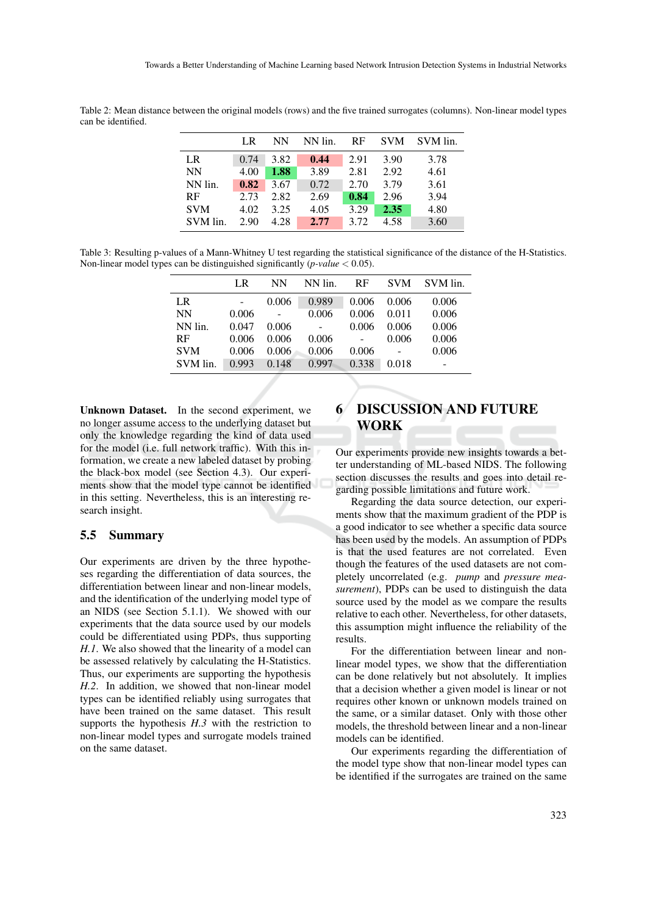Table 2: Mean distance between the original models (rows) and the five trained surrogates (columns). Non-linear model types can be identified.

| | LR | NN | NN lin. | RF | SVM | SVM lin. |
|---|---|---|---|---|---|---|
| LR | 0.74 | 3.82 | **0.44** | 2.91 | 3.90 | 3.78 |
| NN | 4.00 | **1.88** | 3.89 | 2.81 | 2.92 | 4.61 |
| NN lin. | **0.82** | 3.67 | 0.72 | 2.70 | 3.79 | 3.61 |
| RF | 2.73 | 2.82 | 2.69 | **0.84** | 2.96 | 3.94 |
| SVM | 4.02 | 3.25 | 4.05 | 3.29 | **2.35** | 4.80 |
| SVM lin. | 2.90 | 4.28 | **2.77** | 3.72 | 4.58 | 3.60 |

Table 3: Resulting p-values of a Mann-Whitney U test regarding the statistical significance of the distance of the H-Statistics. Non-linear model types can be distinguished significantly (*p-value* $< 0.05$).

| | LR | NN | NN lin. | RF | SVM | SVM lin. |
|---|---|---|---|---|---|---|
| LR | - | 0.006 | 0.989 | 0.006 | 0.006 | 0.006 |
| NN | 0.006 | - | 0.006 | 0.006 | 0.011 | 0.006 |
| NN lin. | 0.047 | 0.006 | - | 0.006 | 0.006 | 0.006 |
| RF | 0.006 | 0.006 | 0.006 | - | 0.006 | 0.006 |
| SVM | 0.006 | 0.006 | 0.006 | 0.006 | - | 0.006 |
| SVM lin. | 0.993 | 0.148 | 0.997 | 0.338 | 0.018 | - |

**Unknown Dataset.** In the second experiment, we no longer assume access to the underlying dataset but only the knowledge regarding the kind of data used for the model (i.e. full network traffic). With this information, we create a new labeled dataset by probing the black-box model (see Section 4.3). Our experiments show that the model type cannot be identified in this setting. Nevertheless, this is an interesting research insight.

### 5.5 Summary

Our experiments are driven by the three hypotheses regarding the differentiation of data sources, the differentiation between linear and non-linear models, and the identification of the underlying model type of an NIDS (see Section 5.1.1). We showed with our experiments that the data source used by our models could be differentiated using PDPs, thus supporting *H.1*. We also showed that the linearity of a model can be assessed relatively by calculating the H-Statistics. Thus, our experiments are supporting the hypothesis *H.2*. In addition, we showed that non-linear model types can be identified reliably using surrogates that have been trained on the same dataset. This result supports the hypothesis *H.3* with the restriction to non-linear model types and surrogate models trained on the same dataset.

## 6 DISCUSSION AND FUTURE WORK

Our experiments provide new insights towards a better understanding of ML-based NIDS. The following section discusses the results and goes into detail regarding possible limitations and future work.

Regarding the data source detection, our experiments show that the maximum gradient of the PDP is a good indicator to see whether a specific data source has been used by the models. An assumption of PDPs is that the used features are not correlated. Even though the features of the used datasets are not completely uncorrelated (e.g. *pump* and *pressure measurement*), PDPs can be used to distinguish the data source used by the model as we compare the results relative to each other. Nevertheless, for other datasets, this assumption might influence the reliability of the results.

For the differentiation between linear and non-linear model types, we show that the differentiation can be done relatively but not absolutely. It implies that a decision whether a given model is linear or not requires other known or unknown models trained on the same, or a similar dataset. Only with those other models, the threshold between linear and a non-linear models can be identified.

Our experiments regarding the differentiation of the model type show that non-linear model types can be identified if the surrogates are trained on the same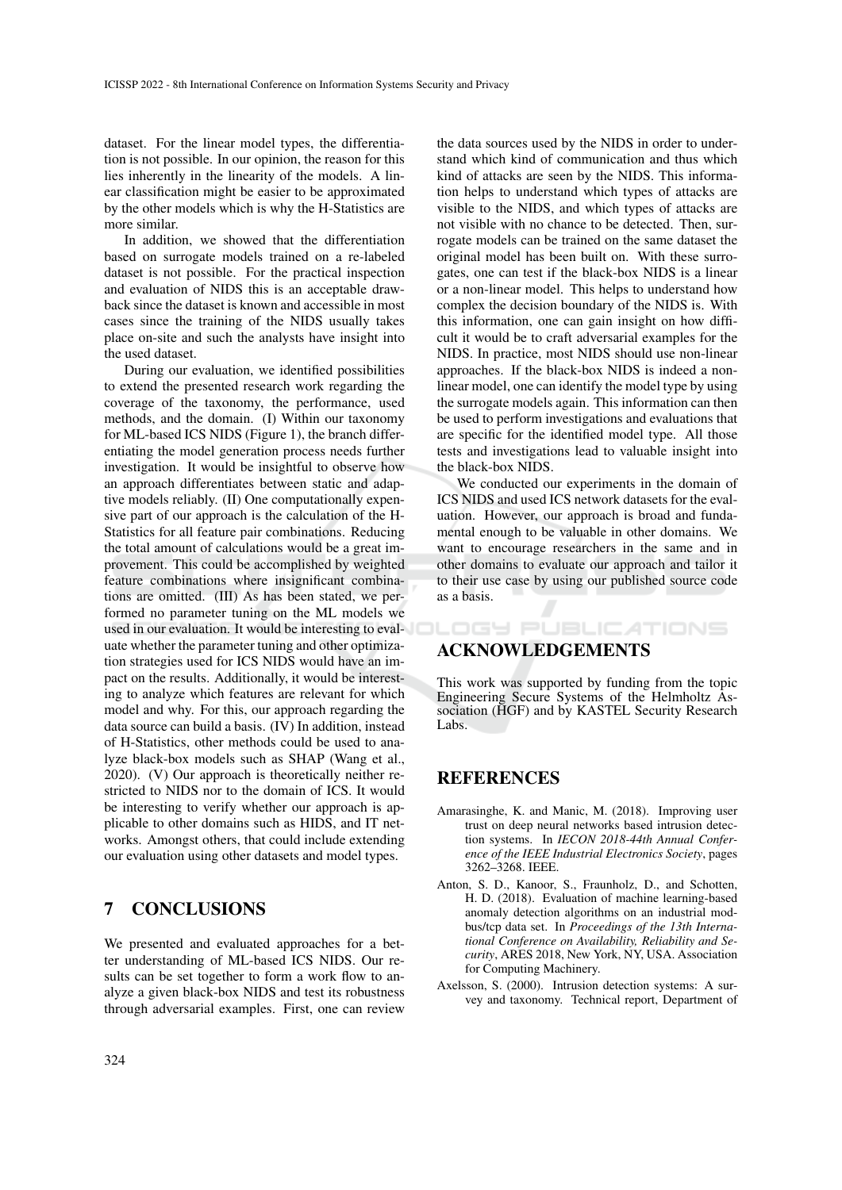dataset. For the linear model types, the differentiation is not possible. In our opinion, the reason for this lies inherently in the linearity of the models. A linear classification might be easier to be approximated by the other models which is why the H-Statistics are more similar.

In addition, we showed that the differentiation based on surrogate models trained on a re-labeled dataset is not possible. For the practical inspection and evaluation of NIDS this is an acceptable drawback since the dataset is known and accessible in most cases since the training of the NIDS usually takes place on-site and such the analysts have insight into the used dataset.

During our evaluation, we identified possibilities to extend the presented research work regarding the coverage of the taxonomy, the performance, used methods, and the domain. (I) Within our taxonomy for ML-based ICS NIDS (Figure 1), the branch differentiating the model generation process needs further investigation. It would be insightful to observe how an approach differentiates between static and adaptive models reliably. (II) One computationally expensive part of our approach is the calculation of the H-Statistics for all feature pair combinations. Reducing the total amount of calculations would be a great improvement. This could be accomplished by weighted feature combinations where insignificant combinations are omitted. (III) As has been stated, we performed no parameter tuning on the ML models we used in our evaluation. It would be interesting to evaluate whether the parameter tuning and other optimization strategies used for ICS NIDS would have an impact on the results. Additionally, it would be interesting to analyze which features are relevant for which model and why. For this, our approach regarding the data source can build a basis. (IV) In addition, instead of H-Statistics, other methods could be used to analyze black-box models such as SHAP (Wang et al., 2020). (V) Our approach is theoretically neither restricted to NIDS nor to the domain of ICS. It would be interesting to verify whether our approach is applicable to other domains such as HIDS, and IT networks. Amongst others, that could include extending our evaluation using other datasets and model types.

## 7 CONCLUSIONS

We presented and evaluated approaches for a better understanding of ML-based ICS NIDS. Our results can be set together to form a work flow to analyze a given black-box NIDS and test its robustness through adversarial examples. First, one can review the data sources used by the NIDS in order to understand which kind of communication and thus which kind of attacks are seen by the NIDS. This information helps to understand which types of attacks are visible to the NIDS, and which types of attacks are not visible with no chance to be detected. Then, surrogate models can be trained on the same dataset the original model has been built on. With these surrogates, one can test if the black-box NIDS is a linear or a non-linear model. This helps to understand how complex the decision boundary of the NIDS is. With this information, one can gain insight on how difficult it would be to craft adversarial examples for the NIDS. In practice, most NIDS should use non-linear approaches. If the black-box NIDS is indeed a non-linear model, one can identify the model type by using the surrogate models again. This information can then be used to perform investigations and evaluations that are specific for the identified model type. All those tests and investigations lead to valuable insight into the black-box NIDS.

We conducted our experiments in the domain of ICS NIDS and used ICS network datasets for the evaluation. However, our approach is broad and fundamental enough to be valuable in other domains. We want to encourage researchers in the same and in other domains to evaluate our approach and tailor it to their use case by using our published source code as a basis.

## ACKNOWLEDGEMENTS

This work was supported by funding from the topic Engineering Secure Systems of the Helmholtz Association (HGF) and by KASTEL Security Research Labs.

## REFERENCES

Amarasinghe, K. and Manic, M. (2018). Improving user trust on deep neural networks based intrusion detection systems. In *IECON 2018-44th Annual Conference of the IEEE Industrial Electronics Society*, pages 3262–3268. IEEE.

Anton, S. D., Kanoor, S., Fraunholz, D., and Schotten, H. D. (2018). Evaluation of machine learning-based anomaly detection algorithms on an industrial modbus/tcp data set. In *Proceedings of the 13th International Conference on Availability, Reliability and Security*, ARES 2018, New York, NY, USA. Association for Computing Machinery.

Axelsson, S. (2000). Intrusion detection systems: A survey and taxonomy. Technical report, Department of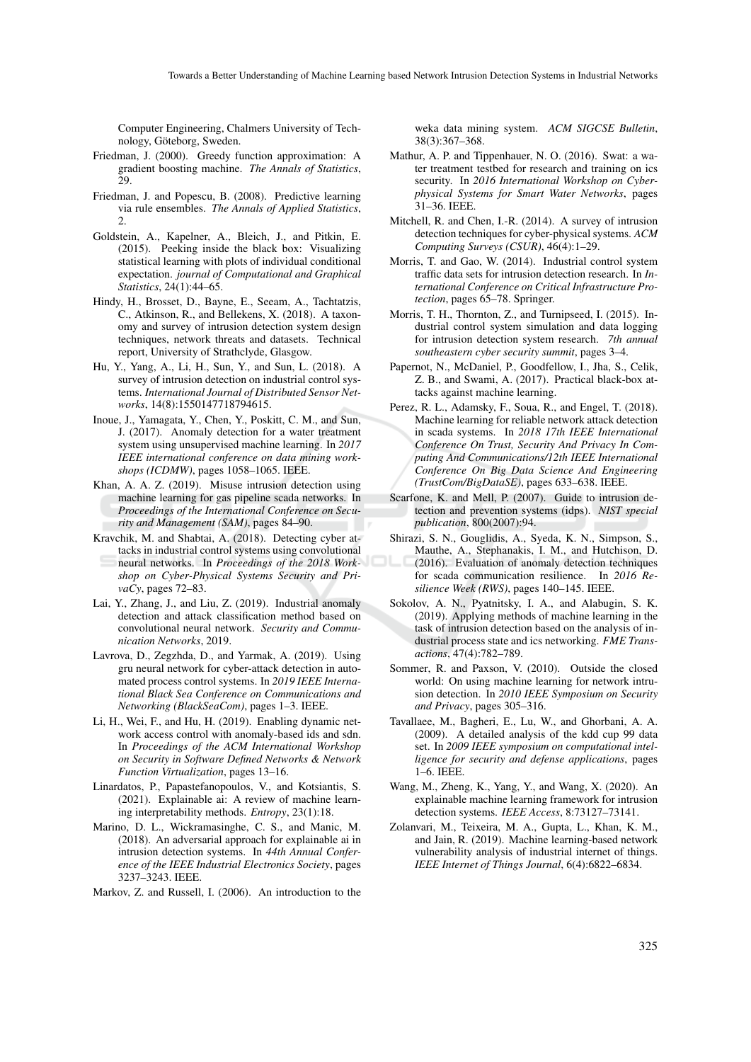Computer Engineering, Chalmers University of Technology, Göteborg, Sweden.

Friedman, J. (2000). Greedy function approximation: A gradient boosting machine. *The Annals of Statistics*, 29.

Friedman, J. and Popescu, B. (2008). Predictive learning via rule ensembles. *The Annals of Applied Statistics*, 2.

Goldstein, A., Kapelner, A., Bleich, J., and Pitkin, E. (2015). Peeking inside the black box: Visualizing statistical learning with plots of individual conditional expectation. *journal of Computational and Graphical Statistics*, 24(1):44–65.

Hindy, H., Brosset, D., Bayne, E., Seeam, A., Tachtatzis, C., Atkinson, R., and Bellekens, X. (2018). A taxonomy and survey of intrusion detection system design techniques, network threats and datasets. Technical report, University of Strathclyde, Glasgow.

Hu, Y., Yang, A., Li, H., Sun, Y., and Sun, L. (2018). A survey of intrusion detection on industrial control systems. *International Journal of Distributed Sensor Networks*, 14(8):1550147718794615.

Inoue, J., Yamagata, Y., Chen, Y., Poskitt, C. M., and Sun, J. (2017). Anomaly detection for a water treatment system using unsupervised machine learning. In *2017 IEEE international conference on data mining workshops (ICDMW)*, pages 1058–1065. IEEE.

Khan, A. A. Z. (2019). Misuse intrusion detection using machine learning for gas pipeline scada networks. In *Proceedings of the International Conference on Security and Management (SAM)*, pages 84–90.

Kravchik, M. and Shabtai, A. (2018). Detecting cyber attacks in industrial control systems using convolutional neural networks. In *Proceedings of the 2018 Workshop on Cyber-Physical Systems Security and PrivaCy*, pages 72–83.

Lai, Y., Zhang, J., and Liu, Z. (2019). Industrial anomaly detection and attack classification method based on convolutional neural network. *Security and Communication Networks*, 2019.

Lavrova, D., Zegzhda, D., and Yarmak, A. (2019). Using gru neural network for cyber-attack detection in automated process control systems. In *2019 IEEE International Black Sea Conference on Communications and Networking (BlackSeaCom)*, pages 1–3. IEEE.

Li, H., Wei, F., and Hu, H. (2019). Enabling dynamic network access control with anomaly-based ids and sdn. In *Proceedings of the ACM International Workshop on Security in Software Defined Networks & Network Function Virtualization*, pages 13–16.

Linardatos, P., Papastefanopoulos, V., and Kotsiantis, S. (2021). Explainable ai: A review of machine learning interpretability methods. *Entropy*, 23(1):18.

Marino, D. L., Wickramasinghe, C. S., and Manic, M. (2018). An adversarial approach for explainable ai in intrusion detection systems. In *44th Annual Conference of the IEEE Industrial Electronics Society*, pages 3237–3243. IEEE.

Markov, Z. and Russell, I. (2006). An introduction to the weka data mining system. *ACM SIGCSE Bulletin*, 38(3):367–368.

Mathur, A. P. and Tippenhauer, N. O. (2016). Swat: a water treatment testbed for research and training on ics security. In *2016 International Workshop on Cyber-physical Systems for Smart Water Networks*, pages 31–36. IEEE.

Mitchell, R. and Chen, I.-R. (2014). A survey of intrusion detection techniques for cyber-physical systems. *ACM Computing Surveys (CSUR)*, 46(4):1–29.

Morris, T. and Gao, W. (2014). Industrial control system traffic data sets for intrusion detection research. In *International Conference on Critical Infrastructure Protection*, pages 65–78. Springer.

Morris, T. H., Thornton, Z., and Turnipseed, I. (2015). Industrial control system simulation and data logging for intrusion detection system research. *7th annual southeastern cyber security summit*, pages 3–4.

Papernot, N., McDaniel, P., Goodfellow, I., Jha, S., Celik, Z. B., and Swami, A. (2017). Practical black-box attacks against machine learning.

Perez, R. L., Adamsky, F., Soua, R., and Engel, T. (2018). Machine learning for reliable network attack detection in scada systems. In *2018 17th IEEE International Conference On Trust, Security And Privacy In Computing And Communications/12th IEEE International Conference On Big Data Science And Engineering (TrustCom/BigDataSE)*, pages 633–638. IEEE.

Scarfone, K. and Mell, P. (2007). Guide to intrusion detection and prevention systems (idps). *NIST special publication*, 800(2007):94.

Shirazi, S. N., Gouglidis, A., Syeda, K. N., Simpson, S., Mauthe, A., Stephanakis, I. M., and Hutchison, D. (2016). Evaluation of anomaly detection techniques for scada communication resilience. In *2016 Resilience Week (RWS)*, pages 140–145. IEEE.

Sokolov, A. N., Pyatnitsky, I. A., and Alabugin, S. K. (2019). Applying methods of machine learning in the task of intrusion detection based on the analysis of industrial process state and ics networking. *FME Transactions*, 47(4):782–789.

Sommer, R. and Paxson, V. (2010). Outside the closed world: On using machine learning for network intrusion detection. In *2010 IEEE Symposium on Security and Privacy*, pages 305–316.

Tavallaee, M., Bagheri, E., Lu, W., and Ghorbani, A. A. (2009). A detailed analysis of the kdd cup 99 data set. In *2009 IEEE symposium on computational intelligence for security and defense applications*, pages 1–6. IEEE.

Wang, M., Zheng, K., Yang, Y., and Wang, X. (2020). An explainable machine learning framework for intrusion detection systems. *IEEE Access*, 8:73127–73141.

Zolanvari, M., Teixeira, M. A., Gupta, L., Khan, K. M., and Jain, R. (2019). Machine learning-based network vulnerability analysis of industrial internet of things. *IEEE Internet of Things Journal*, 6(4):6822–6834.